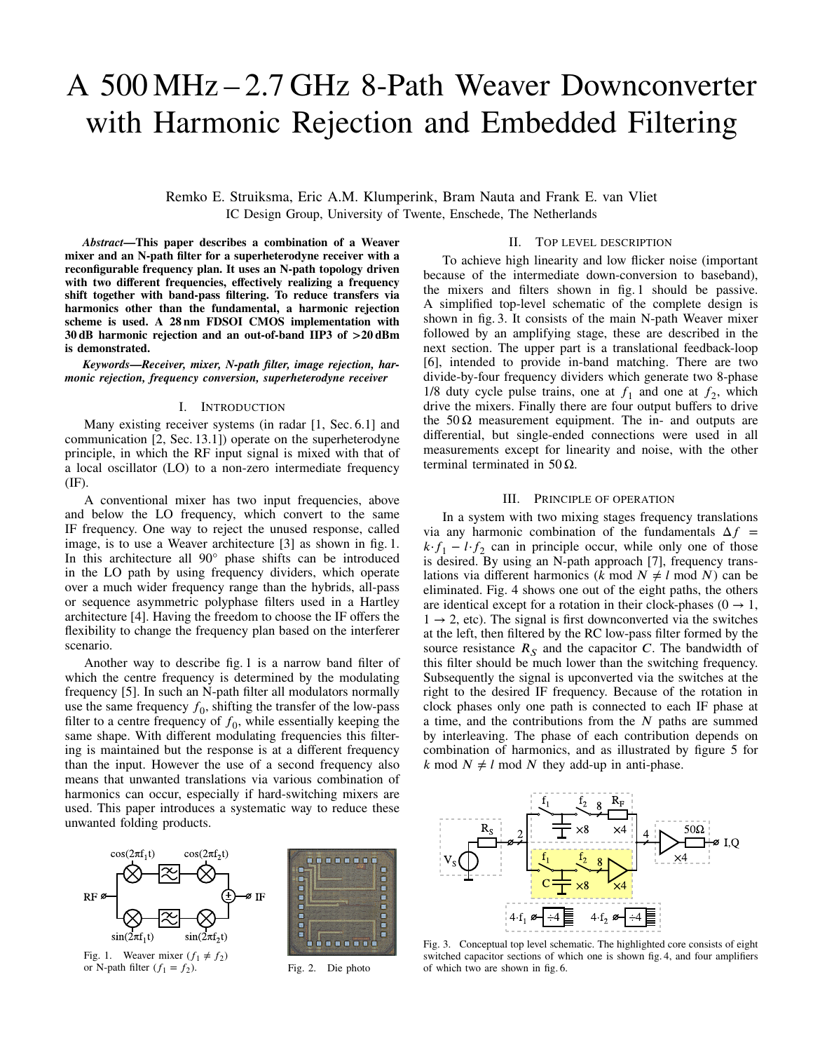# A 500 MHz – 2.7 GHz 8-Path Weaver Downconverter with Harmonic Rejection and Embedded Filtering

Remko E. Struiksma, Eric A.M. Klumperink, Bram Nauta and Frank E. van Vliet
IC Design Group, University of Twente, Enschede, The Netherlands

***Abstract*—This paper describes a combination of a Weaver mixer and an N-path filter for a superheterodyne receiver with a reconfigurable frequency plan. It uses an N-path topology driven with two different frequencies, effectively realizing a frequency shift together with band-pass filtering. To reduce transfers via harmonics other than the fundamental, a harmonic rejection scheme is used. A 28 nm FDSOI CMOS implementation with 30 dB harmonic rejection and an out-of-band IIP3 of >20 dBm is demonstrated.**

***Keywords*—Receiver, mixer, N-path filter, image rejection, harmonic rejection, frequency conversion, superheterodyne receiver**

## I. Introduction

Many existing receiver systems (in radar [1, Sec. 6.1] and communication [2, Sec. 13.1]) operate on the superheterodyne principle, in which the RF input signal is mixed with that of a local oscillator (LO) to a non-zero intermediate frequency (IF).

A conventional mixer has two input frequencies, above and below the LO frequency, which convert to the same IF frequency. One way to reject the unused response, called image, is to use a Weaver architecture [3] as shown in fig. 1. In this architecture all 90° phase shifts can be introduced in the LO path by using frequency dividers, which operate over a much wider frequency range than the hybrids, all-pass or sequence asymmetric polyphase filters used in a Hartley architecture [4]. Having the freedom to choose the IF offers the flexibility to change the frequency plan based on the interferer scenario.

Another way to describe fig. 1 is a narrow band filter of which the centre frequency is determined by the modulating frequency [5]. In such an N-path filter all modulators normally use the same frequency $f_0$, shifting the transfer of the low-pass filter to a centre frequency of $f_0$, while essentially keeping the same shape. With different modulating frequencies this filtering is maintained but the response is at a different frequency than the input. However the use of a second frequency also means that unwanted translations via various combination of harmonics can occur, especially if hard-switching mixers are used. This paper introduces a systematic way to reduce these unwanted folding products.

Fig. 1. Weaver mixer ($f_1 \neq f_2$) or N-path filter ($f_1 = f_2$).

Fig. 2. Die photo

## II. Top level description

To achieve high linearity and low flicker noise (important because of the intermediate down-conversion to baseband), the mixers and filters shown in fig. 1 should be passive. A simplified top-level schematic of the complete design is shown in fig. 3. It consists of the main N-path Weaver mixer followed by an amplifying stage, these are described in the next section. The upper part is a translational feedback-loop [6], intended to provide in-band matching. There are two divide-by-four frequency dividers which generate two 8-phase 1/8 duty cycle pulse trains, one at $f_1$ and one at $f_2$, which drive the mixers. Finally there are four output buffers to drive the 50 Ω measurement equipment. The in- and outputs are differential, but single-ended connections were used in all measurements except for linearity and noise, with the other terminal terminated in 50 Ω.

## III. Principle of operation

In a system with two mixing stages frequency translations via any harmonic combination of the fundamentals $\Delta f = k \cdot f_1 - l \cdot f_2$ can in principle occur, while only one of those is desired. By using an N-path approach [7], frequency translations via different harmonics ($k \bmod N \neq l \bmod N$) can be eliminated. Fig. 4 shows one out of the eight paths, the others are identical except for a rotation in their clock-phases ($0 \to 1$, $1 \to 2$, etc). The signal is first downconverted via the switches at the left, then filtered by the RC low-pass filter formed by the source resistance $R_S$ and the capacitor $C$. The bandwidth of this filter should be much lower than the switching frequency. Subsequently the signal is upconverted via the switches at the right to the desired IF frequency. Because of the rotation in clock phases only one path is connected to each IF phase at a time, and the contributions from the $N$ paths are summed by interleaving. The phase of each contribution depends on combination of harmonics, and as illustrated by figure 5 for $k \bmod N \neq l \bmod N$ they add-up in anti-phase.

Fig. 3. Conceptual top level schematic. The highlighted core consists of eight switched capacitor sections of which one is shown fig. 4, and four amplifiers of which two are shown in fig. 6.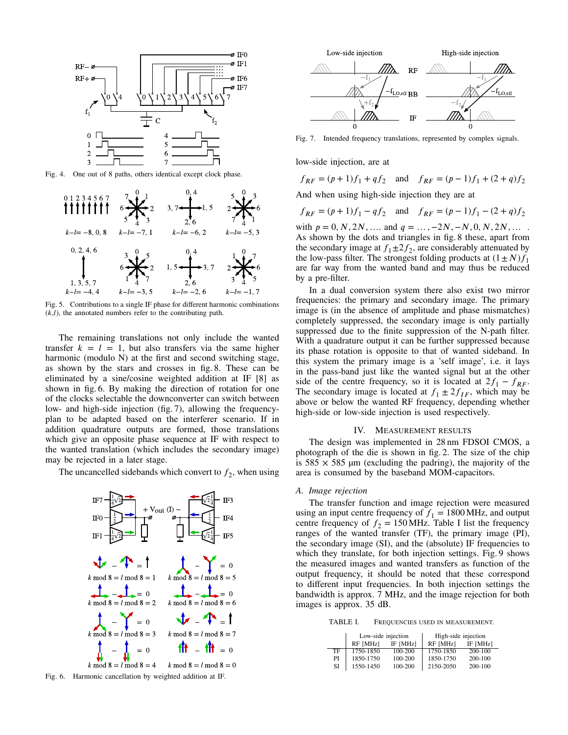Fig. 4. One out of 8 paths, others identical except clock phase.

Fig. 5. Contributions to a single IF phase for different harmonic combinations ($k$,$l$), the annotated numbers refer to the contributing path.

The remaining translations not only include the wanted transfer $k = l = 1$, but also transfers via the same higher harmonic (modulo N) at the first and second switching stage, as shown by the stars and crosses in fig. 8. These can be eliminated by a sine/cosine weighted addition at IF [8] as shown in fig. 6. By making the direction of rotation for one of the clocks selectable the downconverter can switch between low- and high-side injection (fig. 7), allowing the frequency-plan to be adapted based on the interferer scenario. If in addition quadrature outputs are formed, those translations which give an opposite phase sequence at IF with respect to the wanted translation (which includes the secondary image) may be rejected in a later stage.

The uncancelled sidebands which convert to $f_2$, when using low-side injection, are at

$$f_{RF} = (p+1)f_1 + qf_2 \quad \text{and} \quad f_{RF} = (p-1)f_1 + (2+q)f_2$$

And when using high-side injection they are at

$$f_{RF} = (p+1)f_1 - qf_2 \quad \text{and} \quad f_{RF} = (p-1)f_1 - (2+q)f_2$$

with $p = 0, N, 2N, \ldots$ and $q = \ldots, -2N, -N, 0, N, 2N, \ldots$ . As shown by the dots and triangles in fig. 8 these, apart from the secondary image at $f_1 \pm 2f_2$, are considerably attenuated by the low-pass filter. The strongest folding products at $(1 \pm N)f_1$ are far way from the wanted band and may thus be reduced by a pre-filter.

Fig. 6. Harmonic cancellation by weighted addition at IF.

Fig. 7. Intended frequency translations, represented by complex signals.

In a dual conversion system there also exist two mirror frequencies: the primary and secondary image. The primary image is (in the absence of amplitude and phase mismatches) completely suppressed, the secondary image is only partially suppressed due to the finite suppression of the N-path filter. With a quadrature output it can be further suppressed because its phase rotation is opposite to that of wanted sideband. In this system the primary image is a 'self image', i.e. it lays in the pass-band just like the wanted signal but at the other side of the centre frequency, so it is located at $2f_1 - f_{RF}$. The secondary image is located at $f_1 \pm 2f_{IF}$, which may be above or below the wanted RF frequency, depending whether high-side or low-side injection is used respectively.

## IV. Measurement Results

The design was implemented in 28 nm FDSOI CMOS, a photograph of the die is shown in fig. 2. The size of the chip is 585 × 585 µm (excluding the padring), the majority of the area is consumed by the baseband MOM-capacitors.

### A. Image rejection

The transfer function and image rejection were measured using an input centre frequency of $f_1 = 1800$ MHz, and output centre frequency of $f_2 = 150$ MHz. Table I list the frequency ranges of the wanted transfer (TF), the primary image (PI), the secondary image (SI), and the (absolute) IF frequencies to which they translate, for both injection settings. Fig. 9 shows the measured images and wanted transfers as function of the output frequency, it should be noted that these correspond to different input frequencies. In both injection settings the bandwidth is approx. 7 MHz, and the image rejection for both images is approx. 35 dB.

TABLE I. Frequencies used in measurement.

| | Low-side injection | | High-side injection | |
|---|---|---|---|---|
| | RF [MHz] | IF [MHz] | RF [MHz] | IF [MHz] |
| TF | 1750-1850 | 100-200 | 1750-1850 | 200-100 |
| PI | 1850-1750 | 100-200 | 1850-1750 | 200-100 |
| SI | 1550-1450 | 100-200 | 2150-2050 | 200-100 |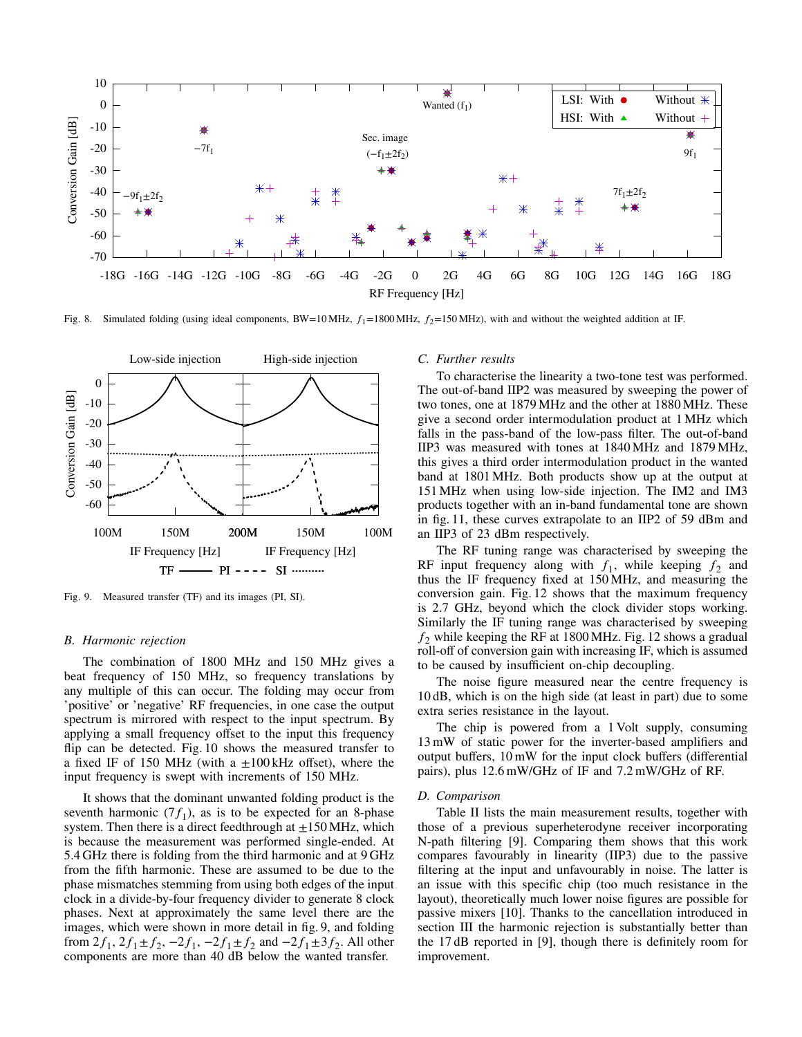Fig. 8. Simulated folding (using ideal components, BW=10 MHz, $f_1$=1800 MHz, $f_2$=150 MHz), with and without the weighted addition at IF.

Fig. 9. Measured transfer (TF) and its images (PI, SI).

### B. Harmonic rejection

The combination of 1800 MHz and 150 MHz gives a beat frequency of 150 MHz, so frequency translations by any multiple of this can occur. The folding may occur from 'positive' or 'negative' RF frequencies, in one case the output spectrum is mirrored with respect to the input spectrum. By applying a small frequency offset to the input this frequency flip can be detected. Fig. 10 shows the measured transfer to a fixed IF of 150 MHz (with a ±100 kHz offset), where the input frequency is swept with increments of 150 MHz.

It shows that the dominant unwanted folding product is the seventh harmonic ($7f_1$), as is to be expected for an 8-phase system. Then there is a direct feedthrough at ±150 MHz, which is because the measurement was performed single-ended. At 5.4 GHz there is folding from the third harmonic and at 9 GHz from the fifth harmonic. These are assumed to be due to the phase mismatches stemming from using both edges of the input clock in a divide-by-four frequency divider to generate 8 clock phases. Next at approximately the same level there are the images, which were shown in more detail in fig. 9, and folding from $2f_1$, $2f_1 \pm f_2$, $-2f_1$, $-2f_1 \pm f_2$ and $-2f_1 \pm 3f_2$. All other components are more than 40 dB below the wanted transfer.

### C. Further results

To characterise the linearity a two-tone test was performed. The out-of-band IIP2 was measured by sweeping the power of two tones, one at 1879 MHz and the other at 1880 MHz. These give a second order intermodulation product at 1 MHz which falls in the pass-band of the low-pass filter. The out-of-band IIP3 was measured with tones at 1840 MHz and 1879 MHz, this gives a third order intermodulation product in the wanted band at 1801 MHz. Both products show up at the output at 151 MHz when using low-side injection. The IM2 and IM3 products together with an in-band fundamental tone are shown in fig. 11, these curves extrapolate to an IIP2 of 59 dBm and an IIP3 of 23 dBm respectively.

The RF tuning range was characterised by sweeping the RF input frequency along with $f_1$, while keeping $f_2$ and thus the IF frequency fixed at 150 MHz, and measuring the conversion gain. Fig. 12 shows that the maximum frequency is 2.7 GHz, beyond which the clock divider stops working. Similarly the IF tuning range was characterised by sweeping $f_2$ while keeping the RF at 1800 MHz. Fig. 12 shows a gradual roll-off of conversion gain with increasing IF, which is assumed to be caused by insufficient on-chip decoupling.

The noise figure measured near the centre frequency is 10 dB, which is on the high side (at least in part) due to some extra series resistance in the layout.

The chip is powered from a 1 Volt supply, consuming 13 mW of static power for the inverter-based amplifiers and output buffers, 10 mW for the input clock buffers (differential pairs), plus 12.6 mW/GHz of IF and 7.2 mW/GHz of RF.

### D. Comparison

Table II lists the main measurement results, together with those of a previous superheterodyne receiver incorporating N-path filtering [9]. Comparing them shows that this work compares favourably in linearity (IIP3) due to the passive filtering at the input and unfavourably in noise. The latter is an issue with this specific chip (too much resistance in the layout), theoretically much lower noise figures are possible for passive mixers [10]. Thanks to the cancellation introduced in section III the harmonic rejection is substantially better than the 17 dB reported in [9], though there is definitely room for improvement.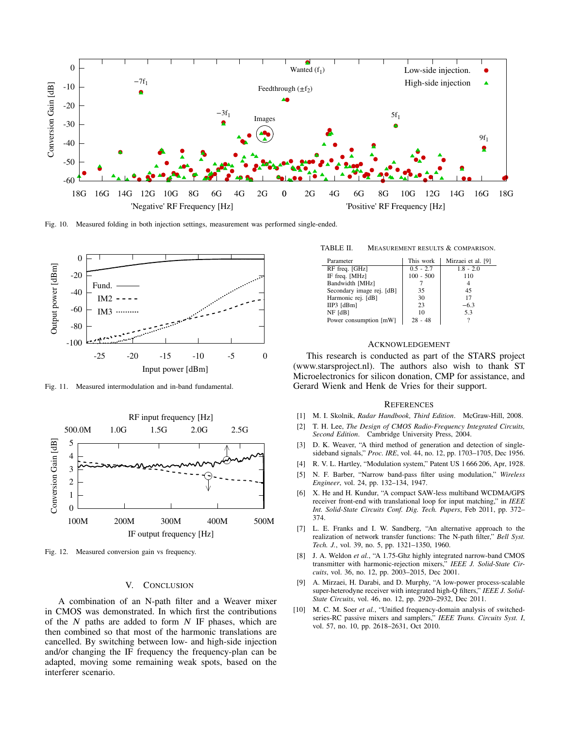Conversion Gain [dB]

0
-10
-20
-30
-40
-50
-60

Wanted ($f_1$)
Low-side injection.
High-side injection
$-7f_1$
Feedthrough ($\pm f_2$)
$-3f_1$
Images
$5f_1$
$9f_1$

18G 16G 14G 12G 10G 8G 6G 4G 2G 0 2G 4G 6G 8G 10G 12G 14G 16G 18G

'Negative' RF Frequency [Hz]
'Positive' RF Frequency [Hz]

Fig. 10. Measured folding in both injection settings, measurement was performed single-ended.

Output power [dBm]

0
-20
-40
-60
-80
-100

Fund.
IM2
IM3

-25 -20 -15 -10 -5 0

Input power [dBm]

Fig. 11. Measured intermodulation and in-band fundamental.

RF input frequency [Hz]

500.0M 1.0G 1.5G 2.0G 2.5G

Conversion Gain [dB]

5
4
3
2
1
0

100M 200M 300M 400M 500M

IF output frequency [Hz]

Fig. 12. Measured conversion gain vs frequency.

## V. Conclusion

A combination of an N-path filter and a Weaver mixer in CMOS was demonstrated. In which first the contributions of the $N$ paths are added to form $N$ IF phases, which are then combined so that most of the harmonic translations are cancelled. By switching between low- and high-side injection and/or changing the IF frequency the frequency-plan can be adapted, moving some remaining weak spots, based on the interferer scenario.

TABLE II. Measurement results & comparison.

| Parameter | This work | Mirzaei et al. [9] |
|---|---|---|
| RF freq. [GHz] | 0.5 - 2.7 | 1.8 - 2.0 |
| IF freq. [MHz] | 100 - 500 | 110 |
| Bandwidth [MHz] | 7 | 4 |
| Secondary image rej. [dB] | 35 | 45 |
| Harmonic rej. [dB] | 30 | 17 |
| IIP3 [dBm] | 23 | −6.3 |
| NF [dB] | 10 | 5.3 |
| Power consumption [mW] | 28 - 48 | ? |

## Acknowledgement

This research is conducted as part of the STARS project (www.starsproject.nl). The authors also wish to thank ST Microelectronics for silicon donation, CMP for assistance, and Gerard Wienk and Henk de Vries for their support.

## References

[1] M. I. Skolnik, *Radar Handbook, Third Edition*. McGraw-Hill, 2008.

[2] T. H. Lee, *The Design of CMOS Radio-Frequency Integrated Circuits, Second Edition*. Cambridge University Press, 2004.

[3] D. K. Weaver, "A third method of generation and detection of single-sideband signals," *Proc. IRE*, vol. 44, no. 12, pp. 1703–1705, Dec 1956.

[4] R. V. L. Hartley, "Modulation system," Patent US 1 666 206, Apr, 1928.

[5] N. F. Barber, "Narrow band-pass filter using modulation," *Wireless Engineer*, vol. 24, pp. 132–134, 1947.

[6] X. He and H. Kundur, "A compact SAW-less multiband WCDMA/GPS receiver front-end with translational loop for input matching," in *IEEE Int. Solid-State Circuits Conf. Dig. Tech. Papers*, Feb 2011, pp. 372–374.

[7] L. E. Franks and I. W. Sandberg, "An alternative approach to the realization of network transfer functions: The N-path filter," *Bell Syst. Tech. J.*, vol. 39, no. 5, pp. 1321–1350, 1960.

[8] J. A. Weldon *et al.*, "A 1.75-Ghz highly integrated narrow-band CMOS transmitter with harmonic-rejection mixers," *IEEE J. Solid-State Circuits*, vol. 36, no. 12, pp. 2003–2015, Dec 2001.

[9] A. Mirzaei, H. Darabi, and D. Murphy, "A low-power process-scalable super-heterodyne receiver with integrated high-Q filters," *IEEE J. Solid-State Circuits*, vol. 46, no. 12, pp. 2920–2932, Dec 2011.

[10] M. C. M. Soer *et al.*, "Unified frequency-domain analysis of switched-series-RC passive mixers and samplers," *IEEE Trans. Circuits Syst. I*, vol. 57, no. 10, pp. 2618–2631, Oct 2010.